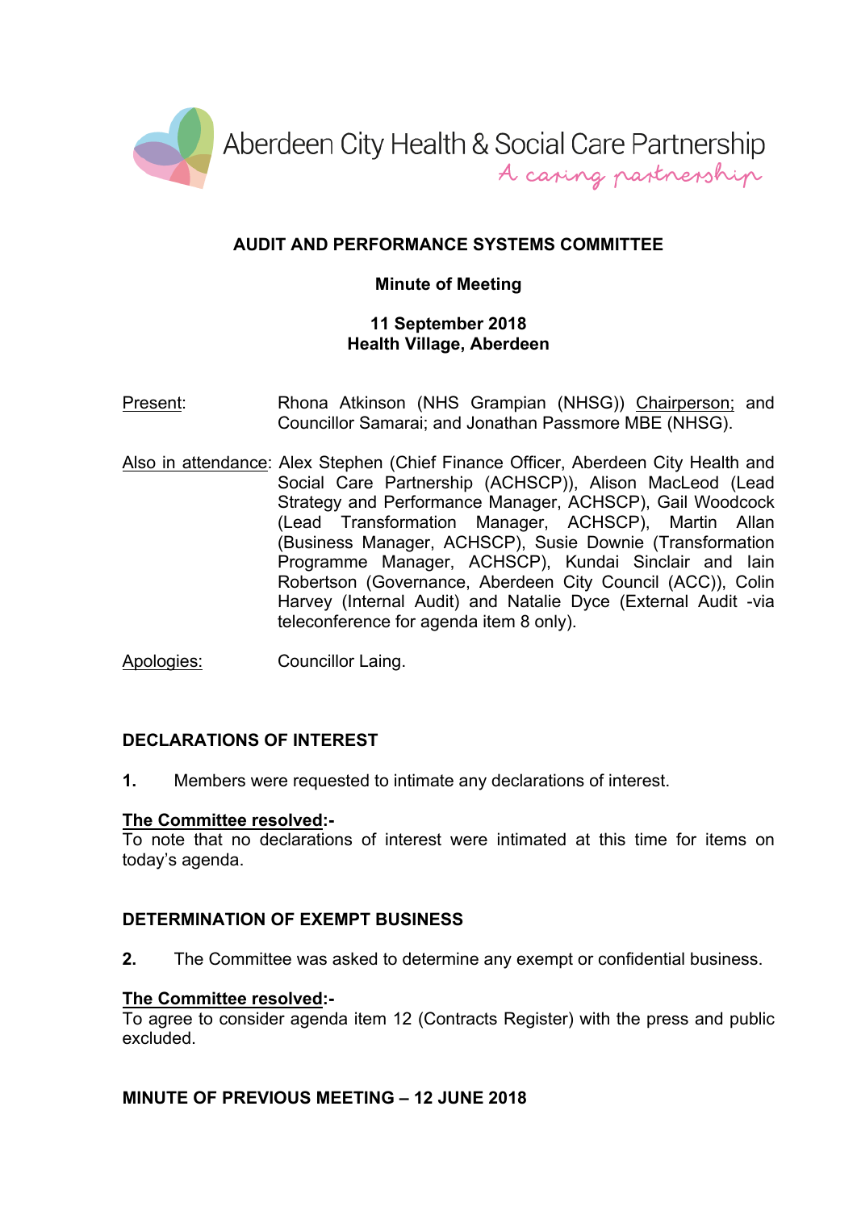Aberdeen City Health & Social Care Partnership

*A caring partnership*

# AUDIT AND PERFORMANCE SYSTEMS COMMITTEE

## Minute of Meeting

**11 September 2018**
**Health Village, Aberdeen**

Present: Rhona Atkinson (NHS Grampian (NHSG)) Chairperson; and Councillor Samarai; and Jonathan Passmore MBE (NHSG).

Also in attendance: Alex Stephen (Chief Finance Officer, Aberdeen City Health and Social Care Partnership (ACHSCP)), Alison MacLeod (Lead Strategy and Performance Manager, ACHSCP), Gail Woodcock (Lead Transformation Manager, ACHSCP), Martin Allan (Business Manager, ACHSCP), Susie Downie (Transformation Programme Manager, ACHSCP), Kundai Sinclair and Iain Robertson (Governance, Aberdeen City Council (ACC)), Colin Harvey (Internal Audit) and Natalie Dyce (External Audit -via teleconference for agenda item 8 only).

Apologies: Councillor Laing.

### DECLARATIONS OF INTEREST

**1.** Members were requested to intimate any declarations of interest.

**The Committee resolved:-**
To note that no declarations of interest were intimated at this time for items on today's agenda.

### DETERMINATION OF EXEMPT BUSINESS

**2.** The Committee was asked to determine any exempt or confidential business.

**The Committee resolved:-**
To agree to consider agenda item 12 (Contracts Register) with the press and public excluded.

### MINUTE OF PREVIOUS MEETING – 12 JUNE 2018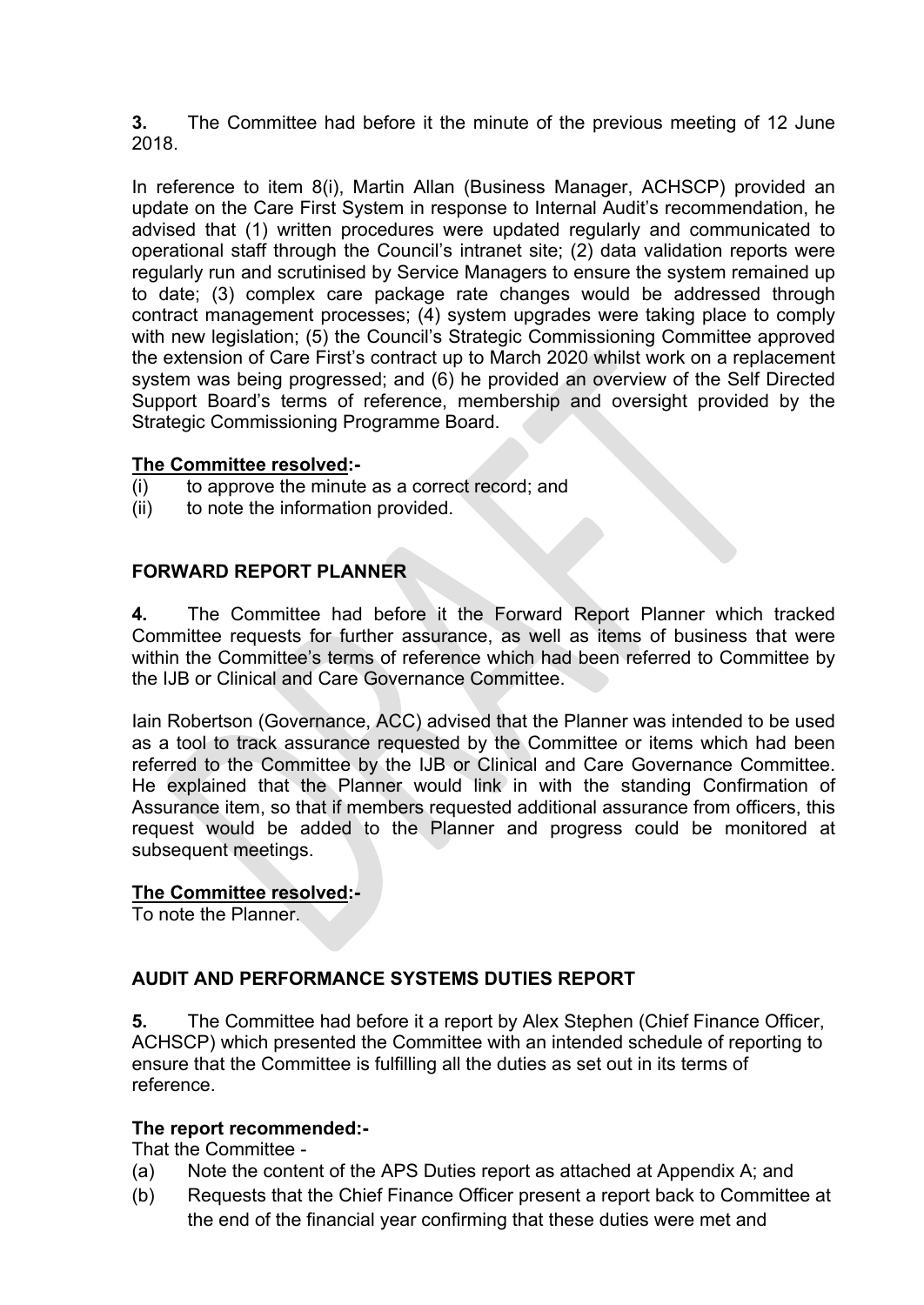**3.** The Committee had before it the minute of the previous meeting of 12 June 2018.

In reference to item 8(i), Martin Allan (Business Manager, ACHSCP) provided an update on the Care First System in response to Internal Audit's recommendation, he advised that (1) written procedures were updated regularly and communicated to operational staff through the Council's intranet site; (2) data validation reports were regularly run and scrutinised by Service Managers to ensure the system remained up to date; (3) complex care package rate changes would be addressed through contract management processes; (4) system upgrades were taking place to comply with new legislation; (5) the Council's Strategic Commissioning Committee approved the extension of Care First's contract up to March 2020 whilst work on a replacement system was being progressed; and (6) he provided an overview of the Self Directed Support Board's terms of reference, membership and oversight provided by the Strategic Commissioning Programme Board.

**The Committee resolved:-**

(i) to approve the minute as a correct record; and
(ii) to note the information provided.

## FORWARD REPORT PLANNER

**4.** The Committee had before it the Forward Report Planner which tracked Committee requests for further assurance, as well as items of business that were within the Committee's terms of reference which had been referred to Committee by the IJB or Clinical and Care Governance Committee.

Iain Robertson (Governance, ACC) advised that the Planner was intended to be used as a tool to track assurance requested by the Committee or items which had been referred to the Committee by the IJB or Clinical and Care Governance Committee. He explained that the Planner would link in with the standing Confirmation of Assurance item, so that if members requested additional assurance from officers, this request would be added to the Planner and progress could be monitored at subsequent meetings.

**The Committee resolved:-**

To note the Planner.

## AUDIT AND PERFORMANCE SYSTEMS DUTIES REPORT

**5.** The Committee had before it a report by Alex Stephen (Chief Finance Officer, ACHSCP) which presented the Committee with an intended schedule of reporting to ensure that the Committee is fulfilling all the duties as set out in its terms of reference.

**The report recommended:-**

That the Committee -

(a) Note the content of the APS Duties report as attached at Appendix A; and
(b) Requests that the Chief Finance Officer present a report back to Committee at the end of the financial year confirming that these duties were met and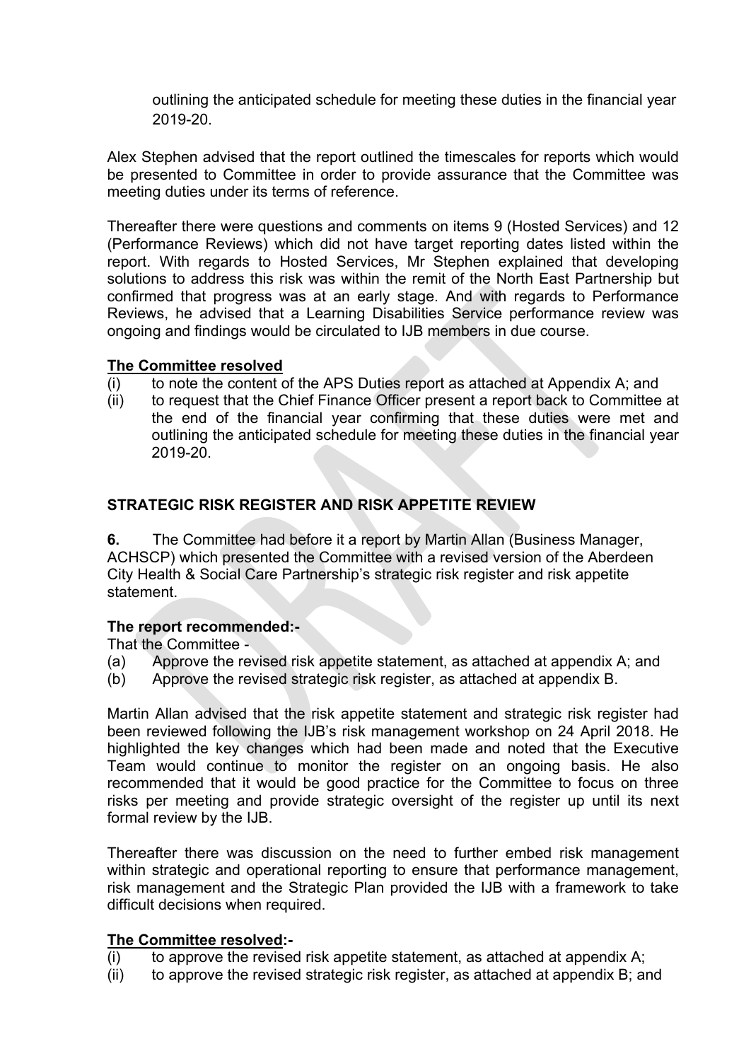outlining the anticipated schedule for meeting these duties in the financial year 2019-20.

Alex Stephen advised that the report outlined the timescales for reports which would be presented to Committee in order to provide assurance that the Committee was meeting duties under its terms of reference.

Thereafter there were questions and comments on items 9 (Hosted Services) and 12 (Performance Reviews) which did not have target reporting dates listed within the report. With regards to Hosted Services, Mr Stephen explained that developing solutions to address this risk was within the remit of the North East Partnership but confirmed that progress was at an early stage. And with regards to Performance Reviews, he advised that a Learning Disabilities Service performance review was ongoing and findings would be circulated to IJB members in due course.

**<u>The Committee resolved</u>**

(i) to note the content of the APS Duties report as attached at Appendix A; and
(ii) to request that the Chief Finance Officer present a report back to Committee at the end of the financial year confirming that these duties were met and outlining the anticipated schedule for meeting these duties in the financial year 2019-20.

## STRATEGIC RISK REGISTER AND RISK APPETITE REVIEW

**6.** The Committee had before it a report by Martin Allan (Business Manager, ACHSCP) which presented the Committee with a revised version of the Aberdeen City Health & Social Care Partnership's strategic risk register and risk appetite statement.

**The report recommended:-**

That the Committee -

(a) Approve the revised risk appetite statement, as attached at appendix A; and
(b) Approve the revised strategic risk register, as attached at appendix B.

Martin Allan advised that the risk appetite statement and strategic risk register had been reviewed following the IJB's risk management workshop on 24 April 2018. He highlighted the key changes which had been made and noted that the Executive Team would continue to monitor the register on an ongoing basis. He also recommended that it would be good practice for the Committee to focus on three risks per meeting and provide strategic oversight of the register up until its next formal review by the IJB.

Thereafter there was discussion on the need to further embed risk management within strategic and operational reporting to ensure that performance management, risk management and the Strategic Plan provided the IJB with a framework to take difficult decisions when required.

**<u>The Committee resolved</u>:-**

(i) to approve the revised risk appetite statement, as attached at appendix A;
(ii) to approve the revised strategic risk register, as attached at appendix B; and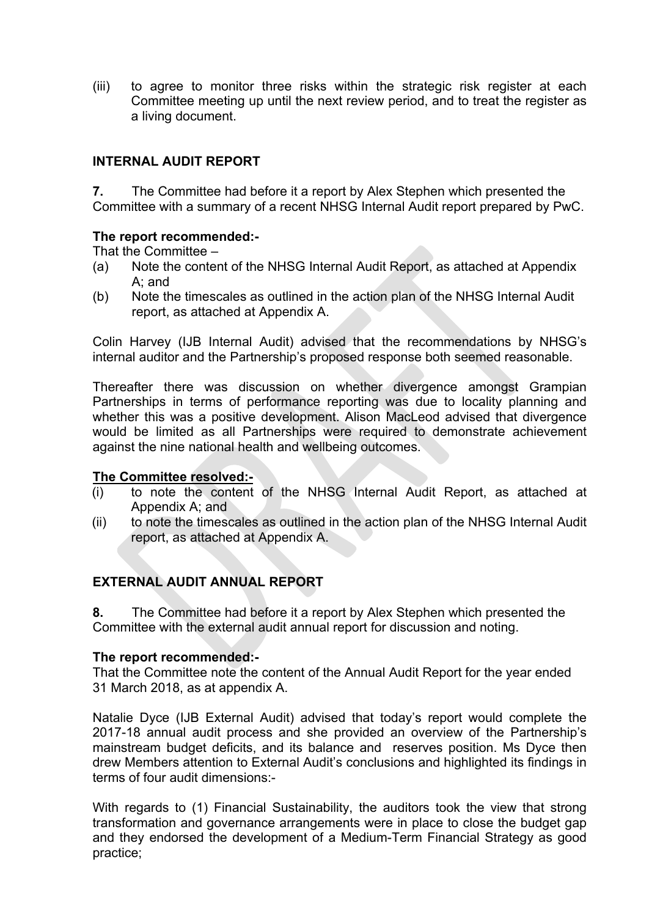(iii) to agree to monitor three risks within the strategic risk register at each Committee meeting up until the next review period, and to treat the register as a living document.

## INTERNAL AUDIT REPORT

**7.** The Committee had before it a report by Alex Stephen which presented the Committee with a summary of a recent NHSG Internal Audit report prepared by PwC.

**The report recommended:-**

That the Committee –

(a) Note the content of the NHSG Internal Audit Report, as attached at Appendix A; and

(b) Note the timescales as outlined in the action plan of the NHSG Internal Audit report, as attached at Appendix A.

Colin Harvey (IJB Internal Audit) advised that the recommendations by NHSG's internal auditor and the Partnership's proposed response both seemed reasonable.

Thereafter there was discussion on whether divergence amongst Grampian Partnerships in terms of performance reporting was due to locality planning and whether this was a positive development. Alison MacLeod advised that divergence would be limited as all Partnerships were required to demonstrate achievement against the nine national health and wellbeing outcomes.

**The Committee resolved:-**

(i) to note the content of the NHSG Internal Audit Report, as attached at Appendix A; and

(ii) to note the timescales as outlined in the action plan of the NHSG Internal Audit report, as attached at Appendix A.

## EXTERNAL AUDIT ANNUAL REPORT

**8.** The Committee had before it a report by Alex Stephen which presented the Committee with the external audit annual report for discussion and noting.

**The report recommended:-**

That the Committee note the content of the Annual Audit Report for the year ended 31 March 2018, as at appendix A.

Natalie Dyce (IJB External Audit) advised that today's report would complete the 2017-18 annual audit process and she provided an overview of the Partnership's mainstream budget deficits, and its balance and reserves position. Ms Dyce then drew Members attention to External Audit's conclusions and highlighted its findings in terms of four audit dimensions:-

With regards to (1) Financial Sustainability, the auditors took the view that strong transformation and governance arrangements were in place to close the budget gap and they endorsed the development of a Medium-Term Financial Strategy as good practice;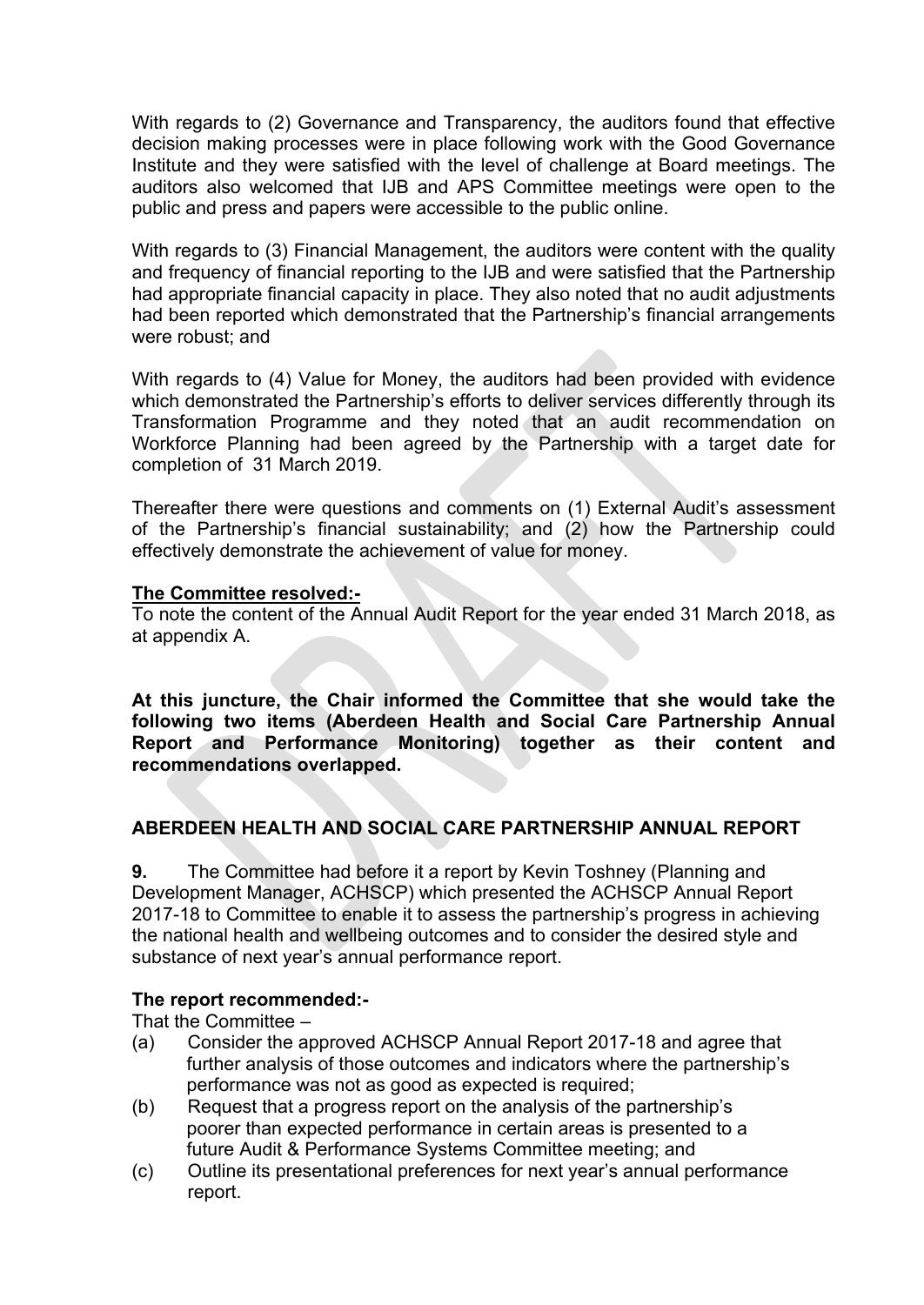With regards to (2) Governance and Transparency, the auditors found that effective decision making processes were in place following work with the Good Governance Institute and they were satisfied with the level of challenge at Board meetings. The auditors also welcomed that IJB and APS Committee meetings were open to the public and press and papers were accessible to the public online.

With regards to (3) Financial Management, the auditors were content with the quality and frequency of financial reporting to the IJB and were satisfied that the Partnership had appropriate financial capacity in place. They also noted that no audit adjustments had been reported which demonstrated that the Partnership's financial arrangements were robust; and

With regards to (4) Value for Money, the auditors had been provided with evidence which demonstrated the Partnership's efforts to deliver services differently through its Transformation Programme and they noted that an audit recommendation on Workforce Planning had been agreed by the Partnership with a target date for completion of 31 March 2019.

Thereafter there were questions and comments on (1) External Audit's assessment of the Partnership's financial sustainability; and (2) how the Partnership could effectively demonstrate the achievement of value for money.

**The Committee resolved:-**
To note the content of the Annual Audit Report for the year ended 31 March 2018, as at appendix A.

**At this juncture, the Chair informed the Committee that she would take the following two items (Aberdeen Health and Social Care Partnership Annual Report and Performance Monitoring) together as their content and recommendations overlapped.**

## ABERDEEN HEALTH AND SOCIAL CARE PARTNERSHIP ANNUAL REPORT

**9.** The Committee had before it a report by Kevin Toshney (Planning and Development Manager, ACHSCP) which presented the ACHSCP Annual Report 2017-18 to Committee to enable it to assess the partnership's progress in achieving the national health and wellbeing outcomes and to consider the desired style and substance of next year's annual performance report.

**The report recommended:-**
That the Committee –

(a) Consider the approved ACHSCP Annual Report 2017-18 and agree that further analysis of those outcomes and indicators where the partnership's performance was not as good as expected is required;

(b) Request that a progress report on the analysis of the partnership's poorer than expected performance in certain areas is presented to a future Audit & Performance Systems Committee meeting; and

(c) Outline its presentational preferences for next year's annual performance report.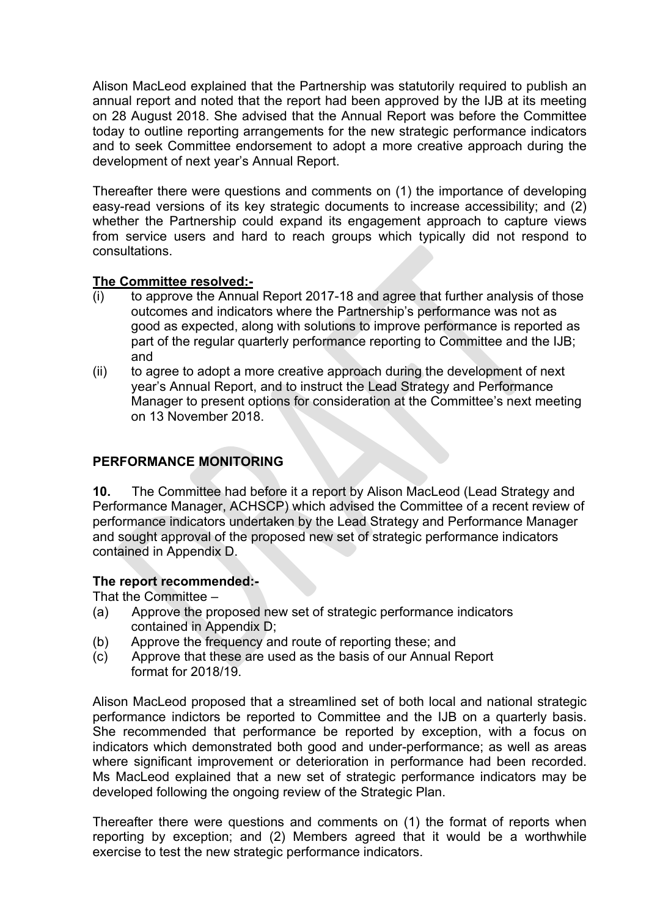Alison MacLeod explained that the Partnership was statutorily required to publish an annual report and noted that the report had been approved by the IJB at its meeting on 28 August 2018. She advised that the Annual Report was before the Committee today to outline reporting arrangements for the new strategic performance indicators and to seek Committee endorsement to adopt a more creative approach during the development of next year's Annual Report.

Thereafter there were questions and comments on (1) the importance of developing easy-read versions of its key strategic documents to increase accessibility; and (2) whether the Partnership could expand its engagement approach to capture views from service users and hard to reach groups which typically did not respond to consultations.

**The Committee resolved:-**

(i) to approve the Annual Report 2017-18 and agree that further analysis of those outcomes and indicators where the Partnership's performance was not as good as expected, along with solutions to improve performance is reported as part of the regular quarterly performance reporting to Committee and the IJB; and

(ii) to agree to adopt a more creative approach during the development of next year's Annual Report, and to instruct the Lead Strategy and Performance Manager to present options for consideration at the Committee's next meeting on 13 November 2018.

## PERFORMANCE MONITORING

**10.** The Committee had before it a report by Alison MacLeod (Lead Strategy and Performance Manager, ACHSCP) which advised the Committee of a recent review of performance indicators undertaken by the Lead Strategy and Performance Manager and sought approval of the proposed new set of strategic performance indicators contained in Appendix D.

**The report recommended:-**

That the Committee –

(a) Approve the proposed new set of strategic performance indicators contained in Appendix D;

(b) Approve the frequency and route of reporting these; and

(c) Approve that these are used as the basis of our Annual Report format for 2018/19.

Alison MacLeod proposed that a streamlined set of both local and national strategic performance indictors be reported to Committee and the IJB on a quarterly basis. She recommended that performance be reported by exception, with a focus on indicators which demonstrated both good and under-performance; as well as areas where significant improvement or deterioration in performance had been recorded. Ms MacLeod explained that a new set of strategic performance indicators may be developed following the ongoing review of the Strategic Plan.

Thereafter there were questions and comments on (1) the format of reports when reporting by exception; and (2) Members agreed that it would be a worthwhile exercise to test the new strategic performance indicators.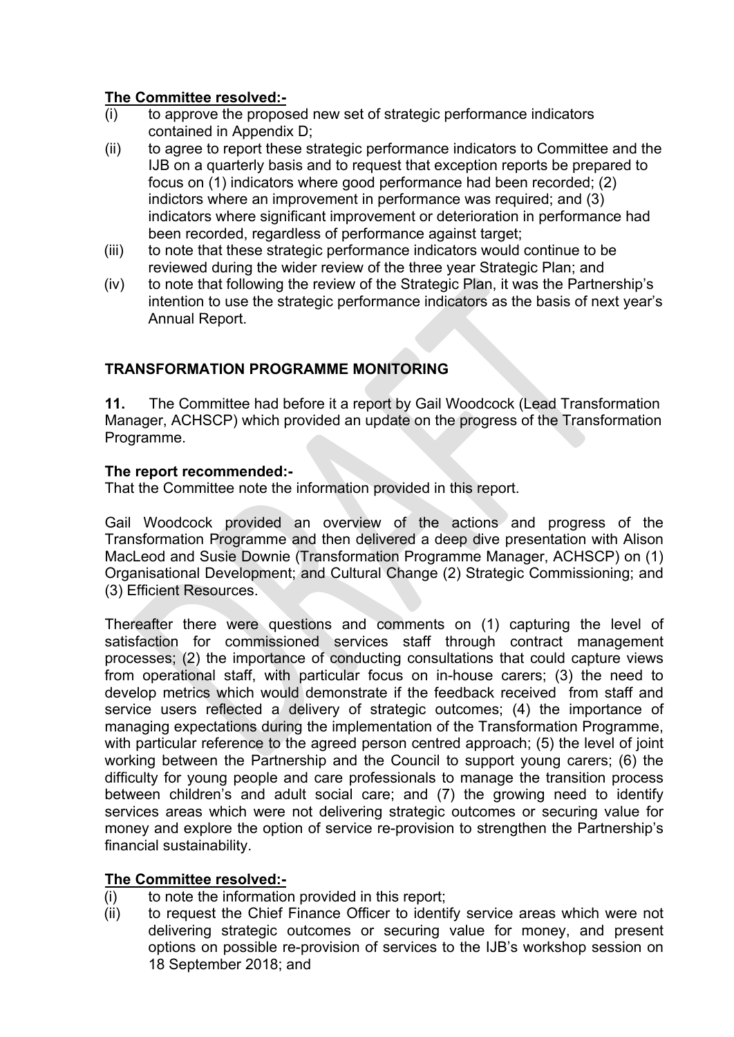**The Committee resolved:-**

(i) to approve the proposed new set of strategic performance indicators contained in Appendix D;

(ii) to agree to report these strategic performance indicators to Committee and the IJB on a quarterly basis and to request that exception reports be prepared to focus on (1) indicators where good performance had been recorded; (2) indictors where an improvement in performance was required; and (3) indicators where significant improvement or deterioration in performance had been recorded, regardless of performance against target;

(iii) to note that these strategic performance indicators would continue to be reviewed during the wider review of the three year Strategic Plan; and

(iv) to note that following the review of the Strategic Plan, it was the Partnership's intention to use the strategic performance indicators as the basis of next year's Annual Report.

**TRANSFORMATION PROGRAMME MONITORING**

**11.** The Committee had before it a report by Gail Woodcock (Lead Transformation Manager, ACHSCP) which provided an update on the progress of the Transformation Programme.

**The report recommended:-**

That the Committee note the information provided in this report.

Gail Woodcock provided an overview of the actions and progress of the Transformation Programme and then delivered a deep dive presentation with Alison MacLeod and Susie Downie (Transformation Programme Manager, ACHSCP) on (1) Organisational Development; and Cultural Change (2) Strategic Commissioning; and (3) Efficient Resources.

Thereafter there were questions and comments on (1) capturing the level of satisfaction for commissioned services staff through contract management processes; (2) the importance of conducting consultations that could capture views from operational staff, with particular focus on in-house carers; (3) the need to develop metrics which would demonstrate if the feedback received from staff and service users reflected a delivery of strategic outcomes; (4) the importance of managing expectations during the implementation of the Transformation Programme, with particular reference to the agreed person centred approach; (5) the level of joint working between the Partnership and the Council to support young carers; (6) the difficulty for young people and care professionals to manage the transition process between children's and adult social care; and (7) the growing need to identify services areas which were not delivering strategic outcomes or securing value for money and explore the option of service re-provision to strengthen the Partnership's financial sustainability.

**The Committee resolved:-**

(i) to note the information provided in this report;

(ii) to request the Chief Finance Officer to identify service areas which were not delivering strategic outcomes or securing value for money, and present options on possible re-provision of services to the IJB's workshop session on 18 September 2018; and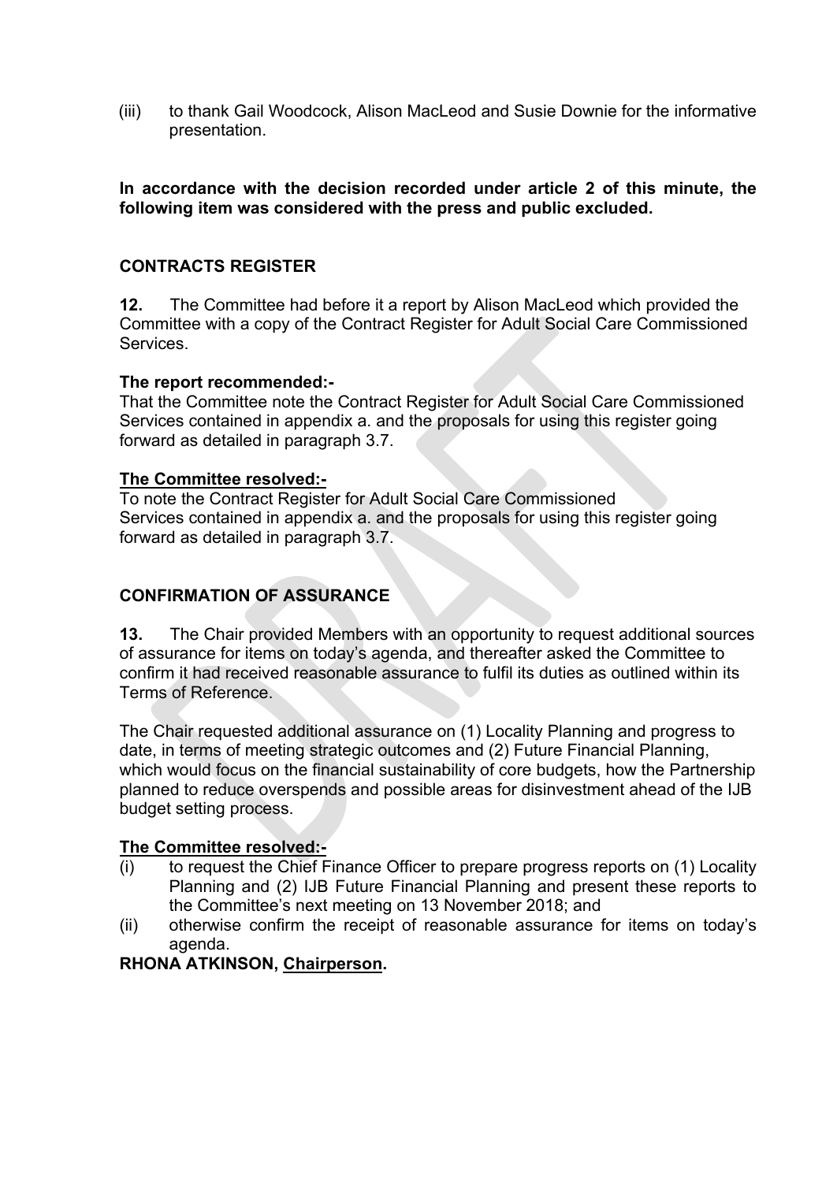(iii) to thank Gail Woodcock, Alison MacLeod and Susie Downie for the informative presentation.

**In accordance with the decision recorded under article 2 of this minute, the following item was considered with the press and public excluded.**

**CONTRACTS REGISTER**

**12.** The Committee had before it a report by Alison MacLeod which provided the Committee with a copy of the Contract Register for Adult Social Care Commissioned Services.

**The report recommended:-**
That the Committee note the Contract Register for Adult Social Care Commissioned Services contained in appendix a. and the proposals for using this register going forward as detailed in paragraph 3.7.

**The Committee resolved:-**
To note the Contract Register for Adult Social Care Commissioned Services contained in appendix a. and the proposals for using this register going forward as detailed in paragraph 3.7.

**CONFIRMATION OF ASSURANCE**

**13.** The Chair provided Members with an opportunity to request additional sources of assurance for items on today's agenda, and thereafter asked the Committee to confirm it had received reasonable assurance to fulfil its duties as outlined within its Terms of Reference.

The Chair requested additional assurance on (1) Locality Planning and progress to date, in terms of meeting strategic outcomes and (2) Future Financial Planning, which would focus on the financial sustainability of core budgets, how the Partnership planned to reduce overspends and possible areas for disinvestment ahead of the IJB budget setting process.

**The Committee resolved:-**
(i) to request the Chief Finance Officer to prepare progress reports on (1) Locality Planning and (2) IJB Future Financial Planning and present these reports to the Committee's next meeting on 13 November 2018; and
(ii) otherwise confirm the receipt of reasonable assurance for items on today's agenda.

**RHONA ATKINSON, Chairperson.**